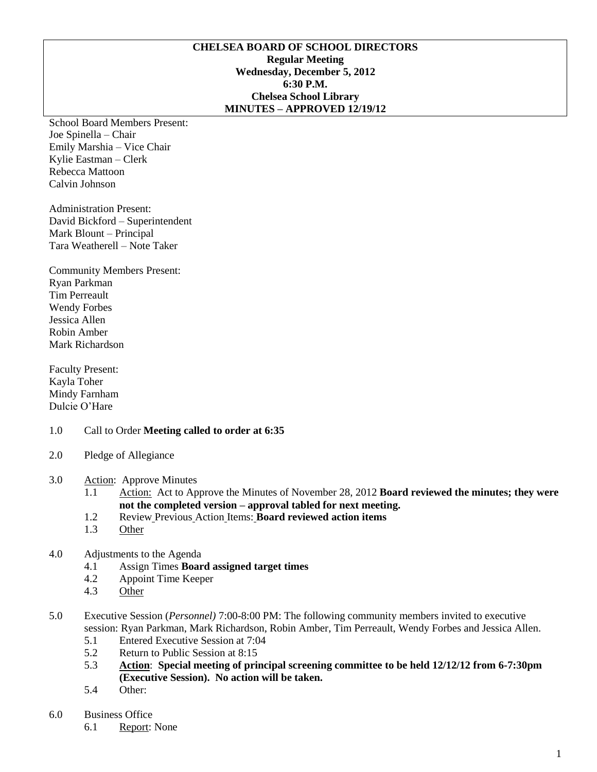**CHELSEA BOARD OF SCHOOL DIRECTORS**
**Regular Meeting**
**Wednesday, December 5, 2012**
**6:30 P.M.**
**Chelsea School Library**
**MINUTES – APPROVED 12/19/12**

School Board Members Present:
Joe Spinella – Chair
Emily Marshia – Vice Chair
Kylie Eastman – Clerk
Rebecca Mattoon
Calvin Johnson

Administration Present:
David Bickford – Superintendent
Mark Blount – Principal
Tara Weatherell – Note Taker

Community Members Present:
Ryan Parkman
Tim Perreault
Wendy Forbes
Jessica Allen
Robin Amber
Mark Richardson

Faculty Present:
Kayla Toher
Mindy Farnham
Dulcie O'Hare

1.0 Call to Order **Meeting called to order at 6:35**

2.0 Pledge of Allegiance

3.0 Action: Approve Minutes
- 1.1 Action: Act to Approve the Minutes of November 28, 2012 **Board reviewed the minutes; they were not the completed version – approval tabled for next meeting.**
- 1.2 Review Previous Action Items: **Board reviewed action items**
- 1.3 Other

4.0 Adjustments to the Agenda
- 4.1 Assign Times **Board assigned target times**
- 4.2 Appoint Time Keeper
- 4.3 Other

5.0 Executive Session (*Personnel)* 7:00-8:00 PM: The following community members invited to executive session: Ryan Parkman, Mark Richardson, Robin Amber, Tim Perreault, Wendy Forbes and Jessica Allen.
- 5.1 Entered Executive Session at 7:04
- 5.2 Return to Public Session at 8:15
- 5.3 **Action**: **Special meeting of principal screening committee to be held 12/12/12 from 6-7:30pm (Executive Session). No action will be taken.**
- 5.4 Other:

6.0 Business Office
- 6.1 Report: None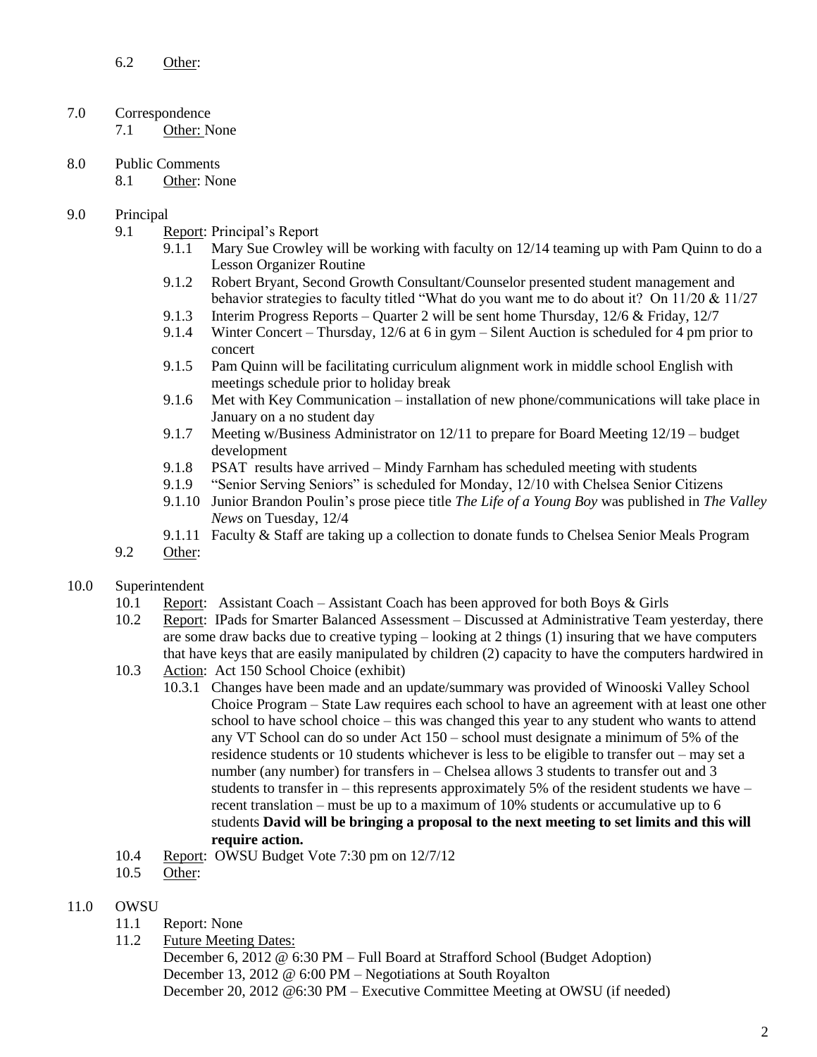6.2 Other:

7.0 Correspondence

7.1 Other: None

8.0 Public Comments

8.1 Other: None

9.0 Principal

9.1 Report: Principal's Report

9.1.1 Mary Sue Crowley will be working with faculty on 12/14 teaming up with Pam Quinn to do a Lesson Organizer Routine

9.1.2 Robert Bryant, Second Growth Consultant/Counselor presented student management and behavior strategies to faculty titled "What do you want me to do about it? On 11/20 & 11/27

9.1.3 Interim Progress Reports – Quarter 2 will be sent home Thursday, 12/6 & Friday, 12/7

9.1.4 Winter Concert – Thursday, 12/6 at 6 in gym – Silent Auction is scheduled for 4 pm prior to concert

9.1.5 Pam Quinn will be facilitating curriculum alignment work in middle school English with meetings schedule prior to holiday break

9.1.6 Met with Key Communication – installation of new phone/communications will take place in January on a no student day

9.1.7 Meeting w/Business Administrator on 12/11 to prepare for Board Meeting 12/19 – budget development

9.1.8 PSAT results have arrived – Mindy Farnham has scheduled meeting with students

9.1.9 "Senior Serving Seniors" is scheduled for Monday, 12/10 with Chelsea Senior Citizens

9.1.10 Junior Brandon Poulin's prose piece title *The Life of a Young Boy* was published in *The Valley News* on Tuesday, 12/4

9.1.11 Faculty & Staff are taking up a collection to donate funds to Chelsea Senior Meals Program

9.2 Other:

10.0 Superintendent

10.1 Report: Assistant Coach – Assistant Coach has been approved for both Boys & Girls

10.2 Report: IPads for Smarter Balanced Assessment – Discussed at Administrative Team yesterday, there are some draw backs due to creative typing – looking at 2 things (1) insuring that we have computers that have keys that are easily manipulated by children (2) capacity to have the computers hardwired in

10.3 Action: Act 150 School Choice (exhibit)

10.3.1 Changes have been made and an update/summary was provided of Winooski Valley School Choice Program – State Law requires each school to have an agreement with at least one other school to have school choice – this was changed this year to any student who wants to attend any VT School can do so under Act 150 – school must designate a minimum of 5% of the residence students or 10 students whichever is less to be eligible to transfer out – may set a number (any number) for transfers in – Chelsea allows 3 students to transfer out and 3 students to transfer in – this represents approximately 5% of the resident students we have – recent translation – must be up to a maximum of 10% students or accumulative up to 6 students **David will be bringing a proposal to the next meeting to set limits and this will require action.**

10.4 Report: OWSU Budget Vote 7:30 pm on 12/7/12

10.5 Other:

11.0 OWSU

11.1 Report: None

11.2 Future Meeting Dates:

December 6, 2012 @ 6:30 PM – Full Board at Strafford School (Budget Adoption)
December 13, 2012 @ 6:00 PM – Negotiations at South Royalton
December 20, 2012 @6:30 PM – Executive Committee Meeting at OWSU (if needed)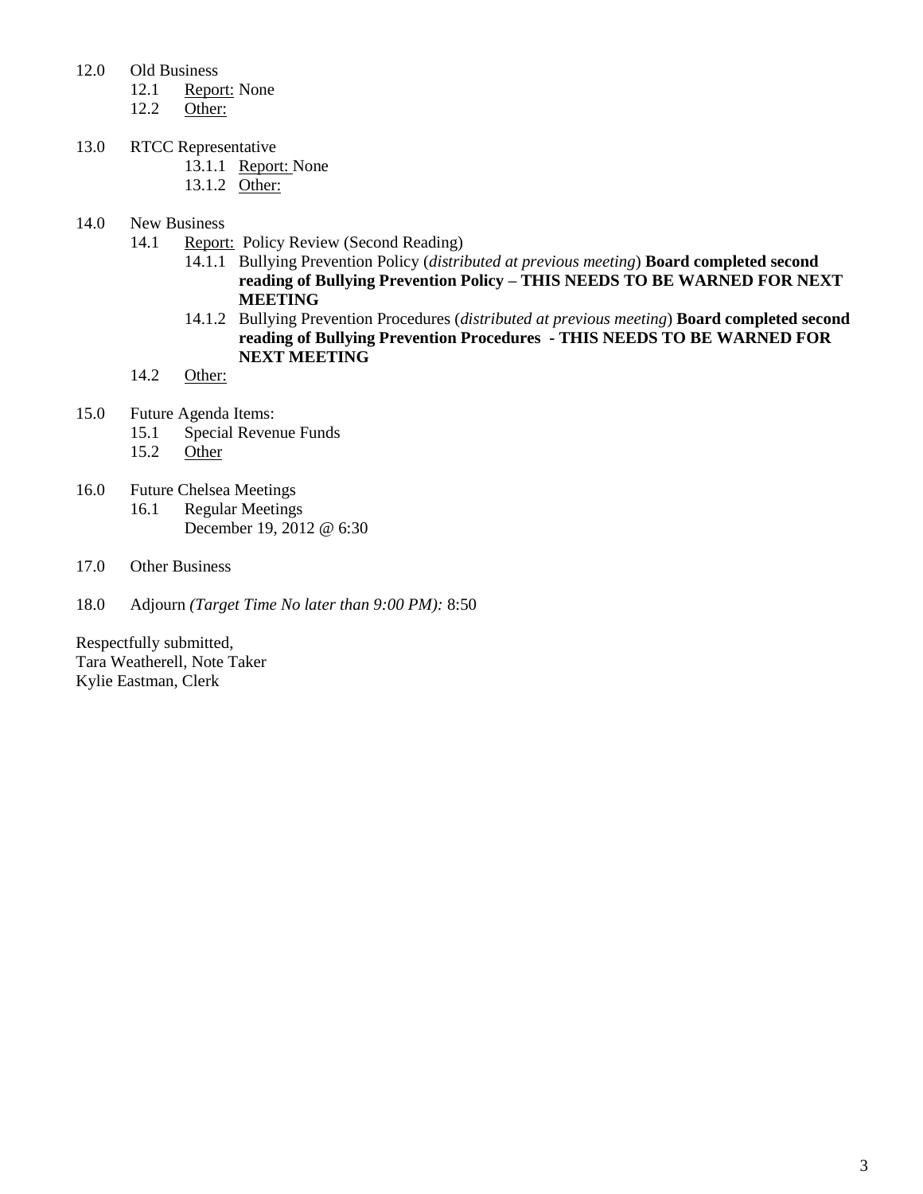12.0 Old Business
- 12.1 Report: None
- 12.2 Other:

13.0 RTCC Representative
- 13.1.1 Report: None
- 13.1.2 Other:

14.0 New Business
- 14.1 Report: Policy Review (Second Reading)
  - 14.1.1 Bullying Prevention Policy (*distributed at previous meeting*) **Board completed second reading of Bullying Prevention Policy – THIS NEEDS TO BE WARNED FOR NEXT MEETING**
  - 14.1.2 Bullying Prevention Procedures (*distributed at previous meeting*) **Board completed second reading of Bullying Prevention Procedures - THIS NEEDS TO BE WARNED FOR NEXT MEETING**
- 14.2 Other:

15.0 Future Agenda Items:
- 15.1 Special Revenue Funds
- 15.2 Other

16.0 Future Chelsea Meetings
- 16.1 Regular Meetings
  December 19, 2012 @ 6:30

17.0 Other Business

18.0 Adjourn *(Target Time No later than 9:00 PM):* 8:50

Respectfully submitted,
Tara Weatherell, Note Taker
Kylie Eastman, Clerk